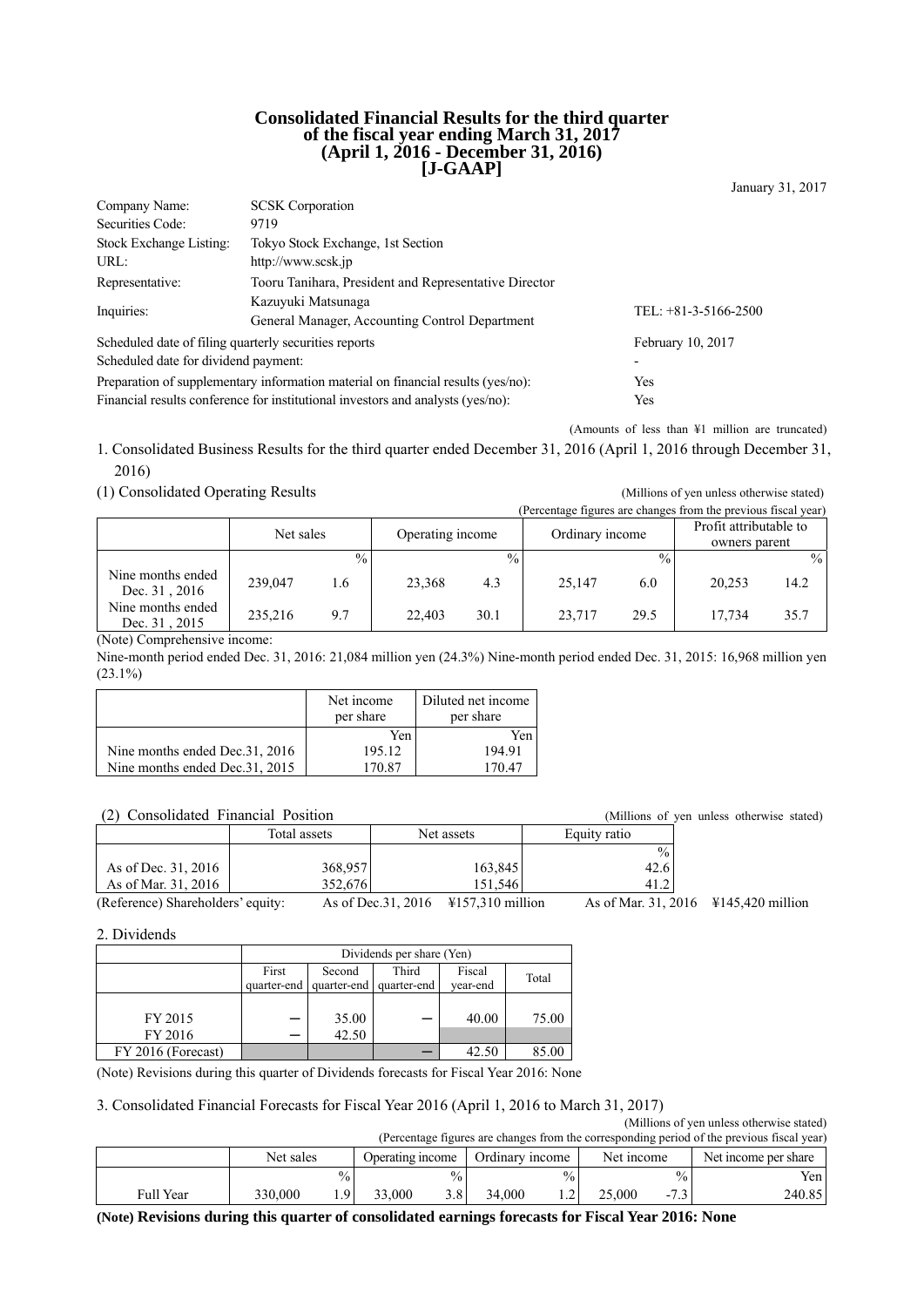# Consolidated Financial Results for the third quarter of the fiscal year ending March 31, 2017 (April 1, 2016 - December 31, 2016) [J-GAAP]

January 31, 2017

| | | |
|---|---|---|
| Company Name: | SCSK Corporation | |
| Securities Code: | 9719 | |
| Stock Exchange Listing: | Tokyo Stock Exchange, 1st Section | |
| URL: | http://www.scsk.jp | |
| Representative: | Tooru Tanihara, President and Representative Director | |
| Inquiries: | Kazuyuki Matsunaga<br>General Manager, Accounting Control Department | TEL: +81-3-5166-2500 |
| Scheduled date of filing quarterly securities reports | | February 10, 2017 |
| Scheduled date for dividend payment: | | - |
| Preparation of supplementary information material on financial results (yes/no): | | Yes |
| Financial results conference for institutional investors and analysts (yes/no): | | Yes |

(Amounts of less than ¥1 million are truncated)

1. Consolidated Business Results for the third quarter ended December 31, 2016 (April 1, 2016 through December 31, 2016)

(1) Consolidated Operating Results

(Millions of yen unless otherwise stated)
(Percentage figures are changes from the previous fiscal year)

| | Net sales | | Operating income | | Ordinary income | | Profit attributable to owners parent | |
|---|---|---|---|---|---|---|---|---|
| | | % | | % | | % | | % |
| Nine months ended Dec. 31 , 2016 | 239,047 | 1.6 | 23,368 | 4.3 | 25,147 | 6.0 | 20,253 | 14.2 |
| Nine months ended Dec. 31 , 2015 | 235,216 | 9.7 | 22,403 | 30.1 | 23,717 | 29.5 | 17,734 | 35.7 |

(Note) Comprehensive income:
Nine-month period ended Dec. 31, 2016: 21,084 million yen (24.3%) Nine-month period ended Dec. 31, 2015: 16,968 million yen (23.1%)

| | Net income per share | Diluted net income per share |
|---|---|---|
| | Yen | Yen |
| Nine months ended Dec.31, 2016 | 195.12 | 194.91 |
| Nine months ended Dec.31, 2015 | 170.87 | 170.47 |

(2) Consolidated Financial Position

(Millions of yen unless otherwise stated)

| | Total assets | Net assets | Equity ratio |
|---|---|---|---|
| | | | % |
| As of Dec. 31, 2016 | 368,957 | 163,845 | 42.6 |
| As of Mar. 31, 2016 | 352,676 | 151,546 | 41.2 |

(Reference) Shareholders' equity: As of Dec.31, 2016 ¥157,310 million As of Mar. 31, 2016 ¥145,420 million

2. Dividends

| | Dividends per share (Yen) | | | | |
|---|---|---|---|---|---|
| | First quarter-end | Second quarter-end | Third quarter-end | Fiscal year-end | Total |
| FY 2015 | ─ | 35.00 | ─ | 40.00 | 75.00 |
| FY 2016 | ─ | 42.50 | | | |
| FY 2016 (Forecast) | | | ─ | 42.50 | 85.00 |

(Note) Revisions during this quarter of Dividends forecasts for Fiscal Year 2016: None

3. Consolidated Financial Forecasts for Fiscal Year 2016 (April 1, 2016 to March 31, 2017)

(Millions of yen unless otherwise stated)
(Percentage figures are changes from the corresponding period of the previous fiscal year)

| | Net sales | | Operating income | | Ordinary income | | Net income | | Net income per share |
|---|---|---|---|---|---|---|---|---|---|
| | | % | | % | | % | | % | Yen |
| Full Year | 330,000 | 1.9 | 33,000 | 3.8 | 34,000 | 1.2 | 25,000 | -7.3 | 240.85 |

**(Note) Revisions during this quarter of consolidated earnings forecasts for Fiscal Year 2016: None**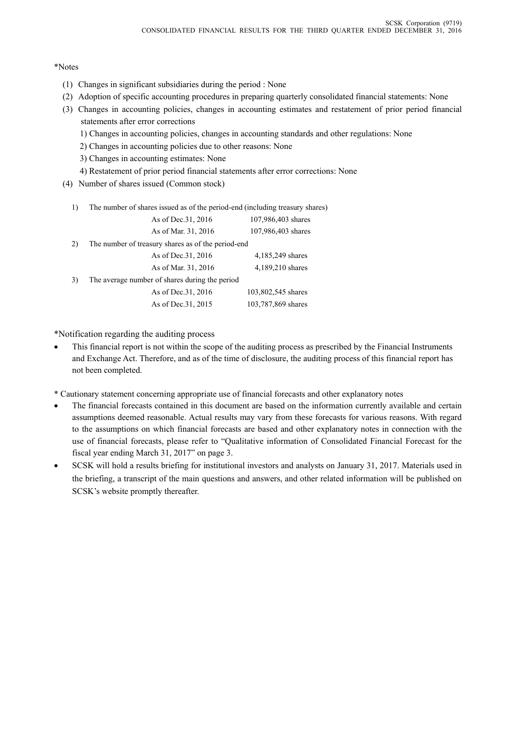*Notes

(1) Changes in significant subsidiaries during the period : None

(2) Adoption of specific accounting procedures in preparing quarterly consolidated financial statements: None

(3) Changes in accounting policies, changes in accounting estimates and restatement of prior period financial statements after error corrections

1) Changes in accounting policies, changes in accounting standards and other regulations: None

2) Changes in accounting policies due to other reasons: None

3) Changes in accounting estimates: None

4) Restatement of prior period financial statements after error corrections: None

(4) Number of shares issued (Common stock)

1) The number of shares issued as of the period-end (including treasury shares)

| | |
|---|---|
| As of Dec.31, 2016 | 107,986,403 shares |
| As of Mar. 31, 2016 | 107,986,403 shares |

2) The number of treasury shares as of the period-end

| | |
|---|---|
| As of Dec.31, 2016 | 4,185,249 shares |
| As of Mar. 31, 2016 | 4,189,210 shares |

3) The average number of shares during the period

| | |
|---|---|
| As of Dec.31, 2016 | 103,802,545 shares |
| As of Dec.31, 2015 | 103,787,869 shares |

*Notification regarding the auditing process

- This financial report is not within the scope of the auditing process as prescribed by the Financial Instruments and Exchange Act. Therefore, and as of the time of disclosure, the auditing process of this financial report has not been completed.

* Cautionary statement concerning appropriate use of financial forecasts and other explanatory notes

- The financial forecasts contained in this document are based on the information currently available and certain assumptions deemed reasonable. Actual results may vary from these forecasts for various reasons. With regard to the assumptions on which financial forecasts are based and other explanatory notes in connection with the use of financial forecasts, please refer to "Qualitative information of Consolidated Financial Forecast for the fiscal year ending March 31, 2017" on page 3.
- SCSK will hold a results briefing for institutional investors and analysts on January 31, 2017. Materials used in the briefing, a transcript of the main questions and answers, and other related information will be published on SCSK's website promptly thereafter.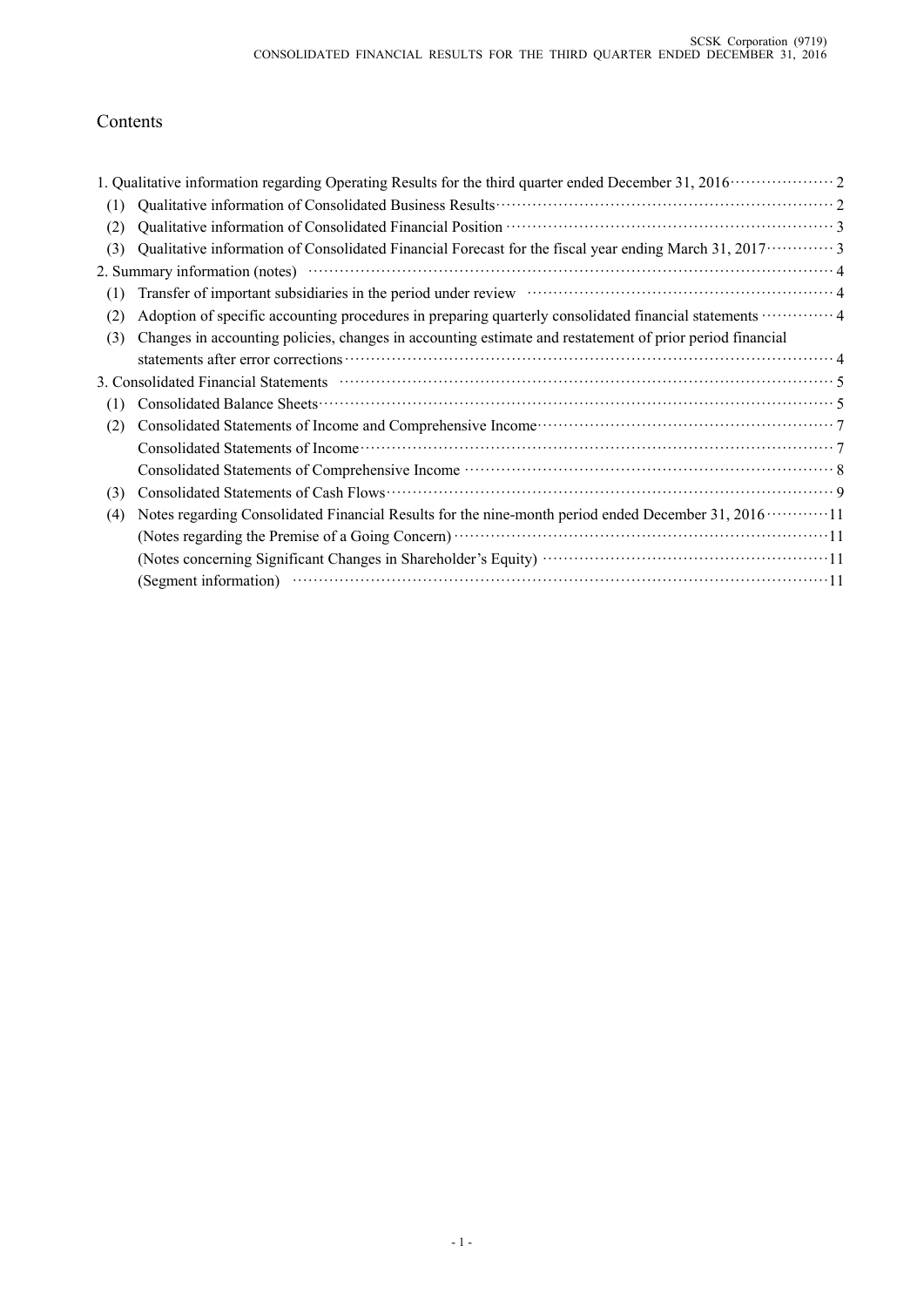# Contents

| | Page |
|---|---|
| 1. Qualitative information regarding Operating Results for the third quarter ended December 31, 2016 | 2 |
| (1) Qualitative information of Consolidated Business Results | 2 |
| (2) Qualitative information of Consolidated Financial Position | 3 |
| (3) Qualitative information of Consolidated Financial Forecast for the fiscal year ending March 31, 2017 | 3 |
| 2. Summary information (notes) | 4 |
| (1) Transfer of important subsidiaries in the period under review | 4 |
| (2) Adoption of specific accounting procedures in preparing quarterly consolidated financial statements | 4 |
| (3) Changes in accounting policies, changes in accounting estimate and restatement of prior period financial statements after error corrections | 4 |
| 3. Consolidated Financial Statements | 5 |
| (1) Consolidated Balance Sheets | 5 |
| (2) Consolidated Statements of Income and Comprehensive Income | 7 |
| Consolidated Statements of Income | 7 |
| Consolidated Statements of Comprehensive Income | 8 |
| (3) Consolidated Statements of Cash Flows | 9 |
| (4) Notes regarding Consolidated Financial Results for the nine-month period ended December 31, 2016 | 11 |
| (Notes regarding the Premise of a Going Concern) | 11 |
| (Notes concerning Significant Changes in Shareholder's Equity) | 11 |
| (Segment information) | 11 |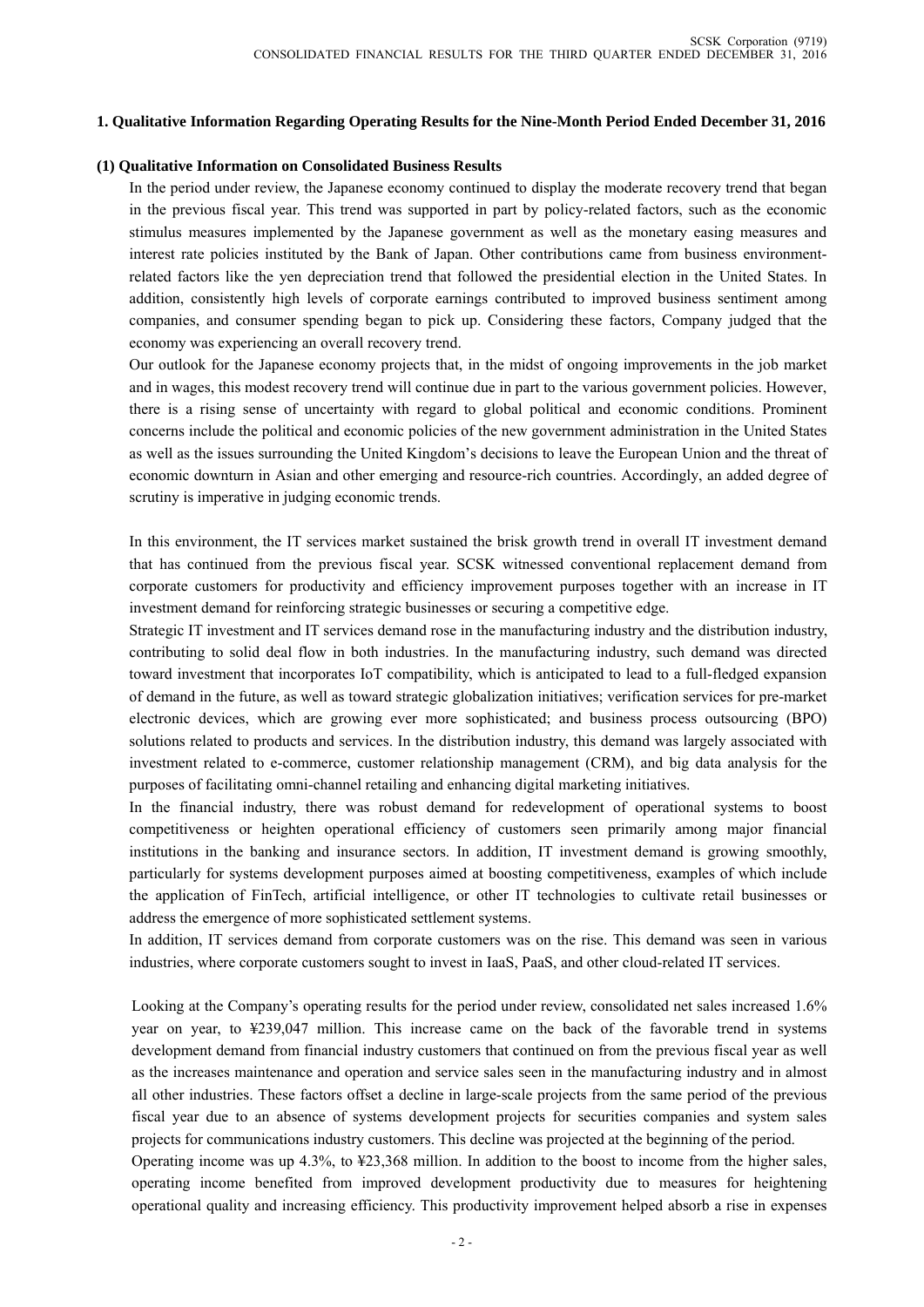## 1. Qualitative Information Regarding Operating Results for the Nine-Month Period Ended December 31, 2016

### (1) Qualitative Information on Consolidated Business Results

In the period under review, the Japanese economy continued to display the moderate recovery trend that began in the previous fiscal year. This trend was supported in part by policy-related factors, such as the economic stimulus measures implemented by the Japanese government as well as the monetary easing measures and interest rate policies instituted by the Bank of Japan. Other contributions came from business environment-related factors like the yen depreciation trend that followed the presidential election in the United States. In addition, consistently high levels of corporate earnings contributed to improved business sentiment among companies, and consumer spending began to pick up. Considering these factors, Company judged that the economy was experiencing an overall recovery trend.

Our outlook for the Japanese economy projects that, in the midst of ongoing improvements in the job market and in wages, this modest recovery trend will continue due in part to the various government policies. However, there is a rising sense of uncertainty with regard to global political and economic conditions. Prominent concerns include the political and economic policies of the new government administration in the United States as well as the issues surrounding the United Kingdom's decisions to leave the European Union and the threat of economic downturn in Asian and other emerging and resource-rich countries. Accordingly, an added degree of scrutiny is imperative in judging economic trends.

In this environment, the IT services market sustained the brisk growth trend in overall IT investment demand that has continued from the previous fiscal year. SCSK witnessed conventional replacement demand from corporate customers for productivity and efficiency improvement purposes together with an increase in IT investment demand for reinforcing strategic businesses or securing a competitive edge.

Strategic IT investment and IT services demand rose in the manufacturing industry and the distribution industry, contributing to solid deal flow in both industries. In the manufacturing industry, such demand was directed toward investment that incorporates IoT compatibility, which is anticipated to lead to a full-fledged expansion of demand in the future, as well as toward strategic globalization initiatives; verification services for pre-market electronic devices, which are growing ever more sophisticated; and business process outsourcing (BPO) solutions related to products and services. In the distribution industry, this demand was largely associated with investment related to e-commerce, customer relationship management (CRM), and big data analysis for the purposes of facilitating omni-channel retailing and enhancing digital marketing initiatives.

In the financial industry, there was robust demand for redevelopment of operational systems to boost competitiveness or heighten operational efficiency of customers seen primarily among major financial institutions in the banking and insurance sectors. In addition, IT investment demand is growing smoothly, particularly for systems development purposes aimed at boosting competitiveness, examples of which include the application of FinTech, artificial intelligence, or other IT technologies to cultivate retail businesses or address the emergence of more sophisticated settlement systems.

In addition, IT services demand from corporate customers was on the rise. This demand was seen in various industries, where corporate customers sought to invest in IaaS, PaaS, and other cloud-related IT services.

Looking at the Company's operating results for the period under review, consolidated net sales increased 1.6% year on year, to ¥239,047 million. This increase came on the back of the favorable trend in systems development demand from financial industry customers that continued on from the previous fiscal year as well as the increases maintenance and operation and service sales seen in the manufacturing industry and in almost all other industries. These factors offset a decline in large-scale projects from the same period of the previous fiscal year due to an absence of systems development projects for securities companies and system sales projects for communications industry customers. This decline was projected at the beginning of the period.

Operating income was up 4.3%, to ¥23,368 million. In addition to the boost to income from the higher sales, operating income benefited from improved development productivity due to measures for heightening operational quality and increasing efficiency. This productivity improvement helped absorb a rise in expenses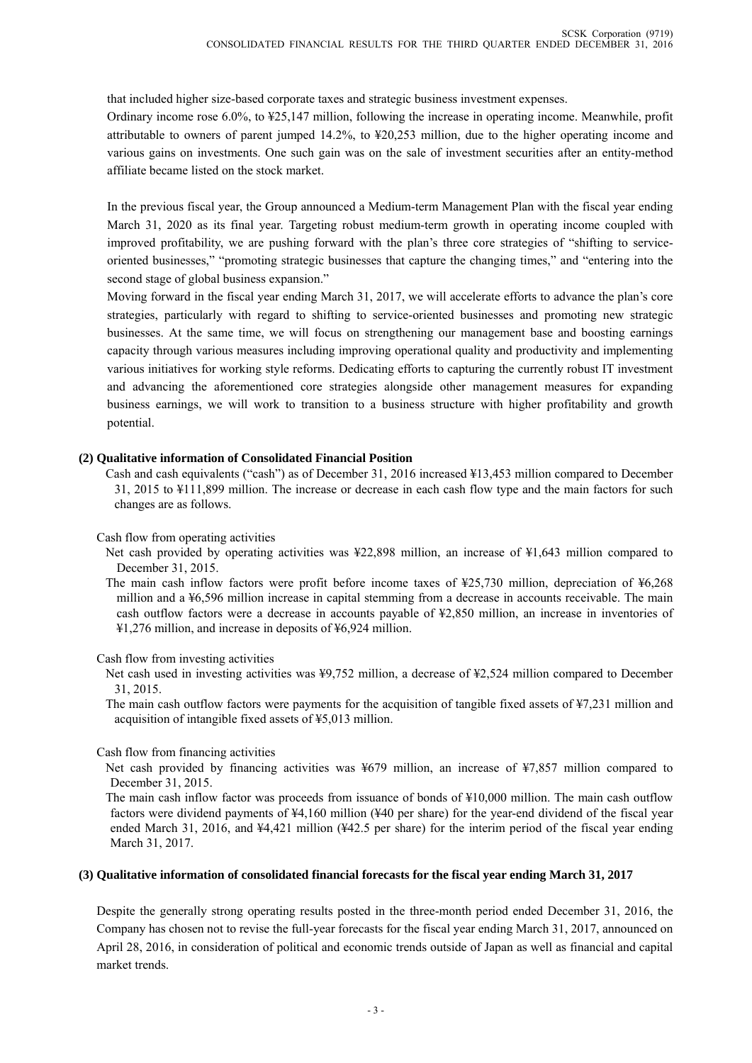that included higher size-based corporate taxes and strategic business investment expenses.

Ordinary income rose 6.0%, to ¥25,147 million, following the increase in operating income. Meanwhile, profit attributable to owners of parent jumped 14.2%, to ¥20,253 million, due to the higher operating income and various gains on investments. One such gain was on the sale of investment securities after an entity-method affiliate became listed on the stock market.

In the previous fiscal year, the Group announced a Medium-term Management Plan with the fiscal year ending March 31, 2020 as its final year. Targeting robust medium-term growth in operating income coupled with improved profitability, we are pushing forward with the plan's three core strategies of "shifting to service-oriented businesses," "promoting strategic businesses that capture the changing times," and "entering into the second stage of global business expansion."

Moving forward in the fiscal year ending March 31, 2017, we will accelerate efforts to advance the plan's core strategies, particularly with regard to shifting to service-oriented businesses and promoting new strategic businesses. At the same time, we will focus on strengthening our management base and boosting earnings capacity through various measures including improving operational quality and productivity and implementing various initiatives for working style reforms. Dedicating efforts to capturing the currently robust IT investment and advancing the aforementioned core strategies alongside other management measures for expanding business earnings, we will work to transition to a business structure with higher profitability and growth potential.

### (2) Qualitative information of Consolidated Financial Position

Cash and cash equivalents ("cash") as of December 31, 2016 increased ¥13,453 million compared to December 31, 2015 to ¥111,899 million. The increase or decrease in each cash flow type and the main factors for such changes are as follows.

Cash flow from operating activities

Net cash provided by operating activities was ¥22,898 million, an increase of ¥1,643 million compared to December 31, 2015.

The main cash inflow factors were profit before income taxes of ¥25,730 million, depreciation of ¥6,268 million and a ¥6,596 million increase in capital stemming from a decrease in accounts receivable. The main cash outflow factors were a decrease in accounts payable of ¥2,850 million, an increase in inventories of ¥1,276 million, and increase in deposits of ¥6,924 million.

Cash flow from investing activities

Net cash used in investing activities was ¥9,752 million, a decrease of ¥2,524 million compared to December 31, 2015.

The main cash outflow factors were payments for the acquisition of tangible fixed assets of ¥7,231 million and acquisition of intangible fixed assets of ¥5,013 million.

Cash flow from financing activities

Net cash provided by financing activities was ¥679 million, an increase of ¥7,857 million compared to December 31, 2015.

The main cash inflow factor was proceeds from issuance of bonds of ¥10,000 million. The main cash outflow factors were dividend payments of ¥4,160 million (¥40 per share) for the year-end dividend of the fiscal year ended March 31, 2016, and ¥4,421 million (¥42.5 per share) for the interim period of the fiscal year ending March 31, 2017.

### (3) Qualitative information of consolidated financial forecasts for the fiscal year ending March 31, 2017

Despite the generally strong operating results posted in the three-month period ended December 31, 2016, the Company has chosen not to revise the full-year forecasts for the fiscal year ending March 31, 2017, announced on April 28, 2016, in consideration of political and economic trends outside of Japan as well as financial and capital market trends.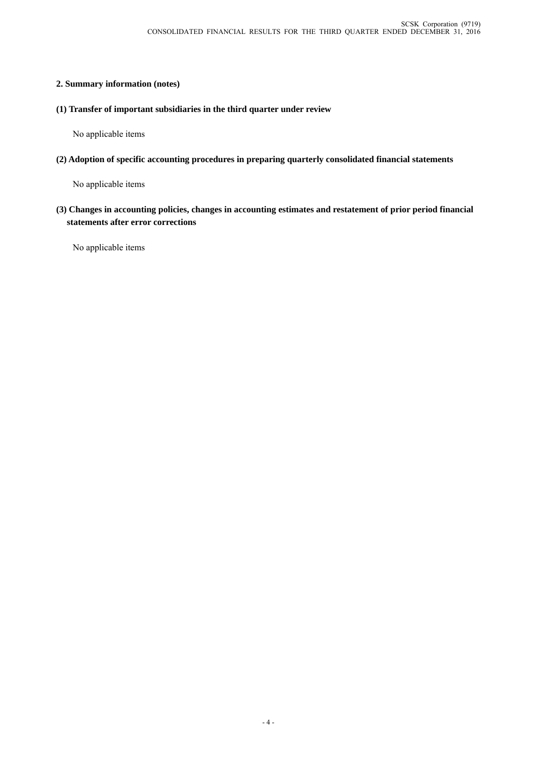## 2. Summary information (notes)

### (1) Transfer of important subsidiaries in the third quarter under review

No applicable items

### (2) Adoption of specific accounting procedures in preparing quarterly consolidated financial statements

No applicable items

### (3) Changes in accounting policies, changes in accounting estimates and restatement of prior period financial statements after error corrections

No applicable items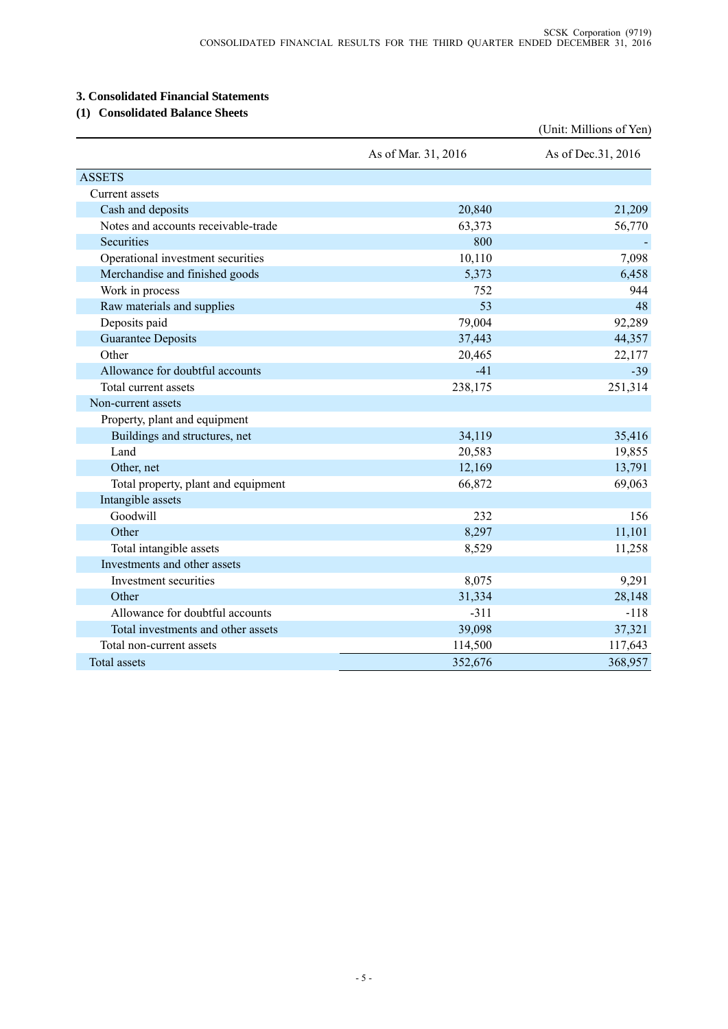## 3. Consolidated Financial Statements

### (1) Consolidated Balance Sheets

(Unit: Millions of Yen)

| | As of Mar. 31, 2016 | As of Dec.31, 2016 |
|---|---|---|
| ASSETS | | |
| Current assets | | |
| Cash and deposits | 20,840 | 21,209 |
| Notes and accounts receivable-trade | 63,373 | 56,770 |
| Securities | 800 | - |
| Operational investment securities | 10,110 | 7,098 |
| Merchandise and finished goods | 5,373 | 6,458 |
| Work in process | 752 | 944 |
| Raw materials and supplies | 53 | 48 |
| Deposits paid | 79,004 | 92,289 |
| Guarantee Deposits | 37,443 | 44,357 |
| Other | 20,465 | 22,177 |
| Allowance for doubtful accounts | -41 | -39 |
| Total current assets | 238,175 | 251,314 |
| Non-current assets | | |
| Property, plant and equipment | | |
| Buildings and structures, net | 34,119 | 35,416 |
| Land | 20,583 | 19,855 |
| Other, net | 12,169 | 13,791 |
| Total property, plant and equipment | 66,872 | 69,063 |
| Intangible assets | | |
| Goodwill | 232 | 156 |
| Other | 8,297 | 11,101 |
| Total intangible assets | 8,529 | 11,258 |
| Investments and other assets | | |
| Investment securities | 8,075 | 9,291 |
| Other | 31,334 | 28,148 |
| Allowance for doubtful accounts | -311 | -118 |
| Total investments and other assets | 39,098 | 37,321 |
| Total non-current assets | 114,500 | 117,643 |
| Total assets | 352,676 | 368,957 |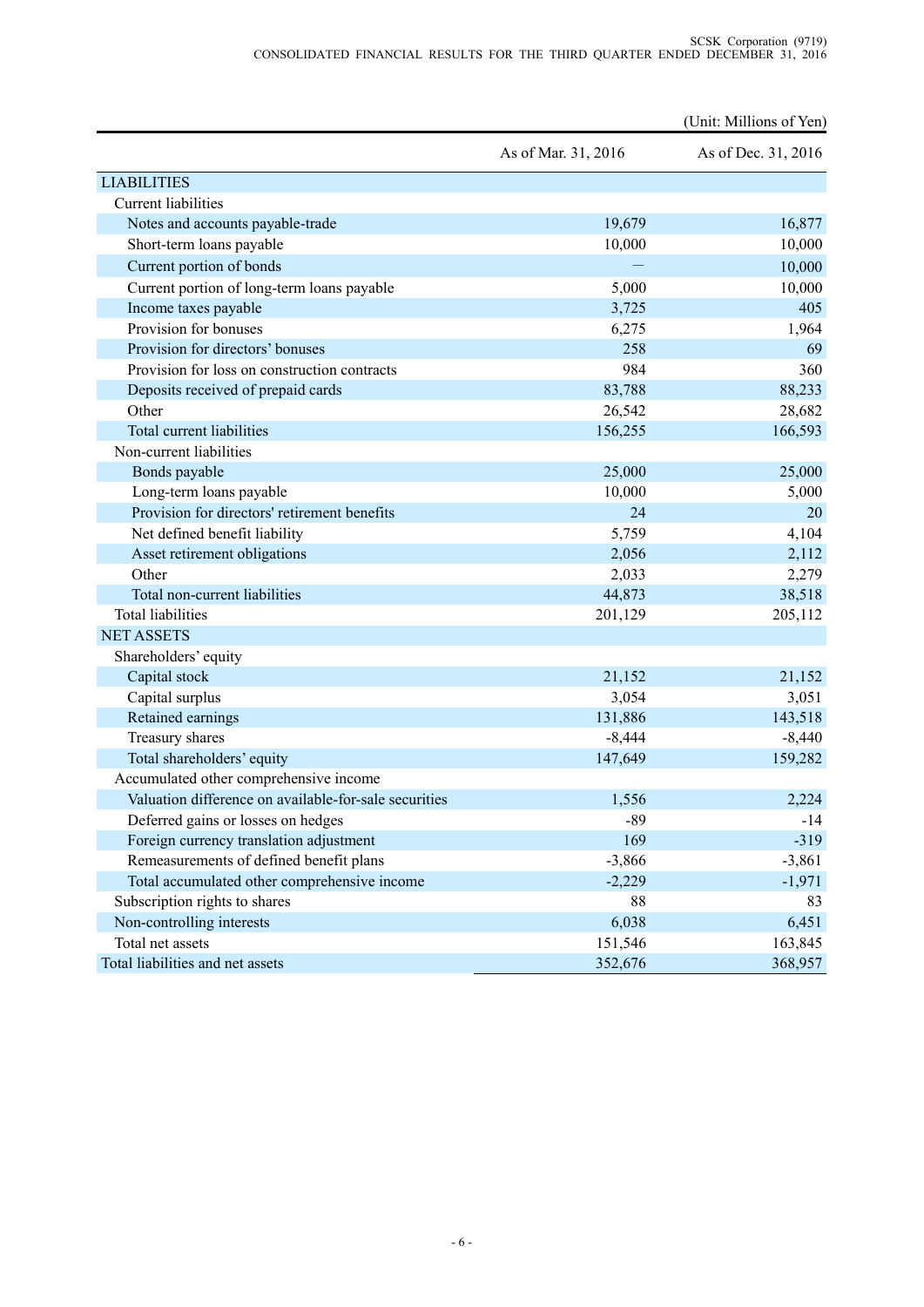(Unit: Millions of Yen)

| | As of Mar. 31, 2016 | As of Dec. 31, 2016 |
|---|---|---|
| LIABILITIES | | |
| Current liabilities | | |
| Notes and accounts payable-trade | 19,679 | 16,877 |
| Short-term loans payable | 10,000 | 10,000 |
| Current portion of bonds | — | 10,000 |
| Current portion of long-term loans payable | 5,000 | 10,000 |
| Income taxes payable | 3,725 | 405 |
| Provision for bonuses | 6,275 | 1,964 |
| Provision for directors' bonuses | 258 | 69 |
| Provision for loss on construction contracts | 984 | 360 |
| Deposits received of prepaid cards | 83,788 | 88,233 |
| Other | 26,542 | 28,682 |
| Total current liabilities | 156,255 | 166,593 |
| Non-current liabilities | | |
| Bonds payable | 25,000 | 25,000 |
| Long-term loans payable | 10,000 | 5,000 |
| Provision for directors' retirement benefits | 24 | 20 |
| Net defined benefit liability | 5,759 | 4,104 |
| Asset retirement obligations | 2,056 | 2,112 |
| Other | 2,033 | 2,279 |
| Total non-current liabilities | 44,873 | 38,518 |
| Total liabilities | 201,129 | 205,112 |
| NET ASSETS | | |
| Shareholders' equity | | |
| Capital stock | 21,152 | 21,152 |
| Capital surplus | 3,054 | 3,051 |
| Retained earnings | 131,886 | 143,518 |
| Treasury shares | -8,444 | -8,440 |
| Total shareholders' equity | 147,649 | 159,282 |
| Accumulated other comprehensive income | | |
| Valuation difference on available-for-sale securities | 1,556 | 2,224 |
| Deferred gains or losses on hedges | -89 | -14 |
| Foreign currency translation adjustment | 169 | -319 |
| Remeasurements of defined benefit plans | -3,866 | -3,861 |
| Total accumulated other comprehensive income | -2,229 | -1,971 |
| Subscription rights to shares | 88 | 83 |
| Non-controlling interests | 6,038 | 6,451 |
| Total net assets | 151,546 | 163,845 |
| Total liabilities and net assets | 352,676 | 368,957 |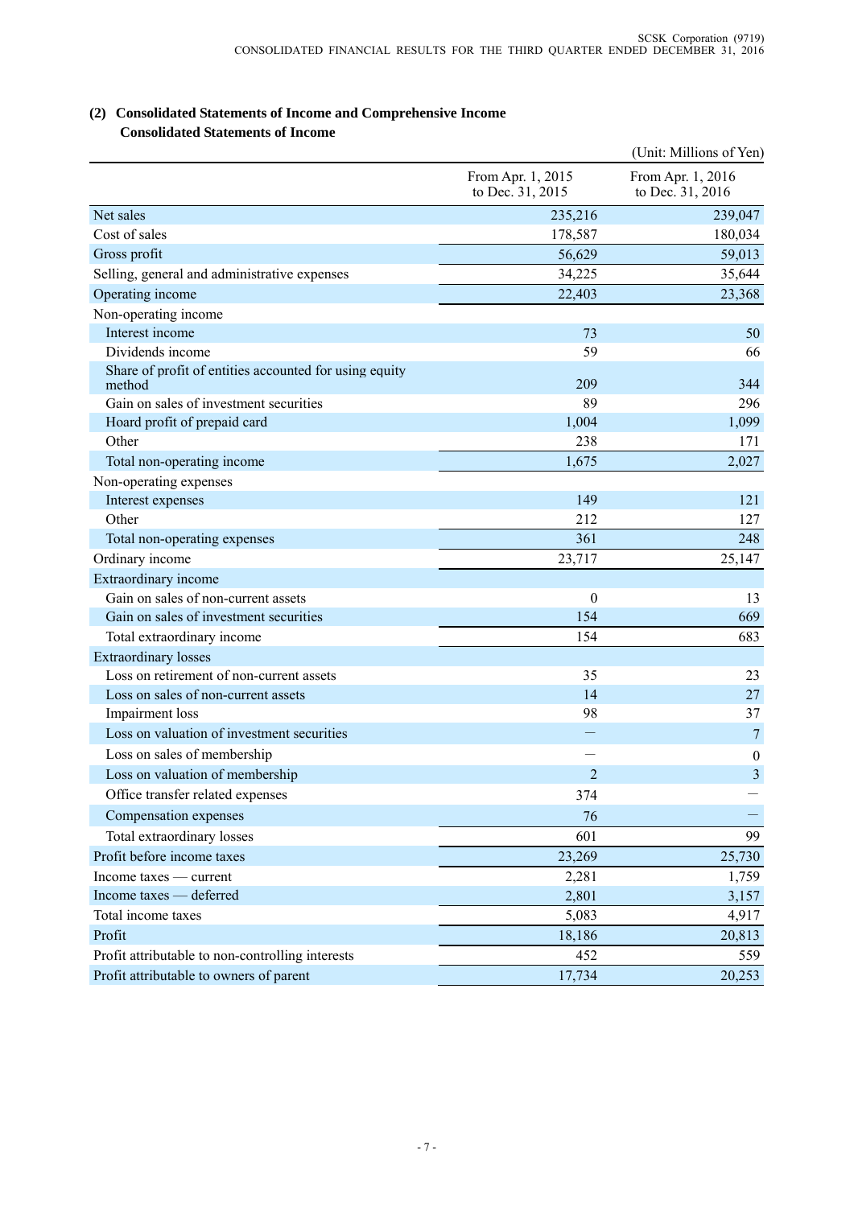## (2) Consolidated Statements of Income and Comprehensive Income

### Consolidated Statements of Income

(Unit: Millions of Yen)

| | From Apr. 1, 2015 to Dec. 31, 2015 | From Apr. 1, 2016 to Dec. 31, 2016 |
|---|---|---|
| Net sales | 235,216 | 239,047 |
| Cost of sales | 178,587 | 180,034 |
| Gross profit | 56,629 | 59,013 |
| Selling, general and administrative expenses | 34,225 | 35,644 |
| Operating income | 22,403 | 23,368 |
| Non-operating income | | |
| Interest income | 73 | 50 |
| Dividends income | 59 | 66 |
| Share of profit of entities accounted for using equity method | 209 | 344 |
| Gain on sales of investment securities | 89 | 296 |
| Hoard profit of prepaid card | 1,004 | 1,099 |
| Other | 238 | 171 |
| Total non-operating income | 1,675 | 2,027 |
| Non-operating expenses | | |
| Interest expenses | 149 | 121 |
| Other | 212 | 127 |
| Total non-operating expenses | 361 | 248 |
| Ordinary income | 23,717 | 25,147 |
| Extraordinary income | | |
| Gain on sales of non-current assets | 0 | 13 |
| Gain on sales of investment securities | 154 | 669 |
| Total extraordinary income | 154 | 683 |
| Extraordinary losses | | |
| Loss on retirement of non-current assets | 35 | 23 |
| Loss on sales of non-current assets | 14 | 27 |
| Impairment loss | 98 | 37 |
| Loss on valuation of investment securities | — | 7 |
| Loss on sales of membership | — | 0 |
| Loss on valuation of membership | 2 | 3 |
| Office transfer related expenses | 374 | — |
| Compensation expenses | 76 | — |
| Total extraordinary losses | 601 | 99 |
| Profit before income taxes | 23,269 | 25,730 |
| Income taxes — current | 2,281 | 1,759 |
| Income taxes — deferred | 2,801 | 3,157 |
| Total income taxes | 5,083 | 4,917 |
| Profit | 18,186 | 20,813 |
| Profit attributable to non-controlling interests | 452 | 559 |
| Profit attributable to owners of parent | 17,734 | 20,253 |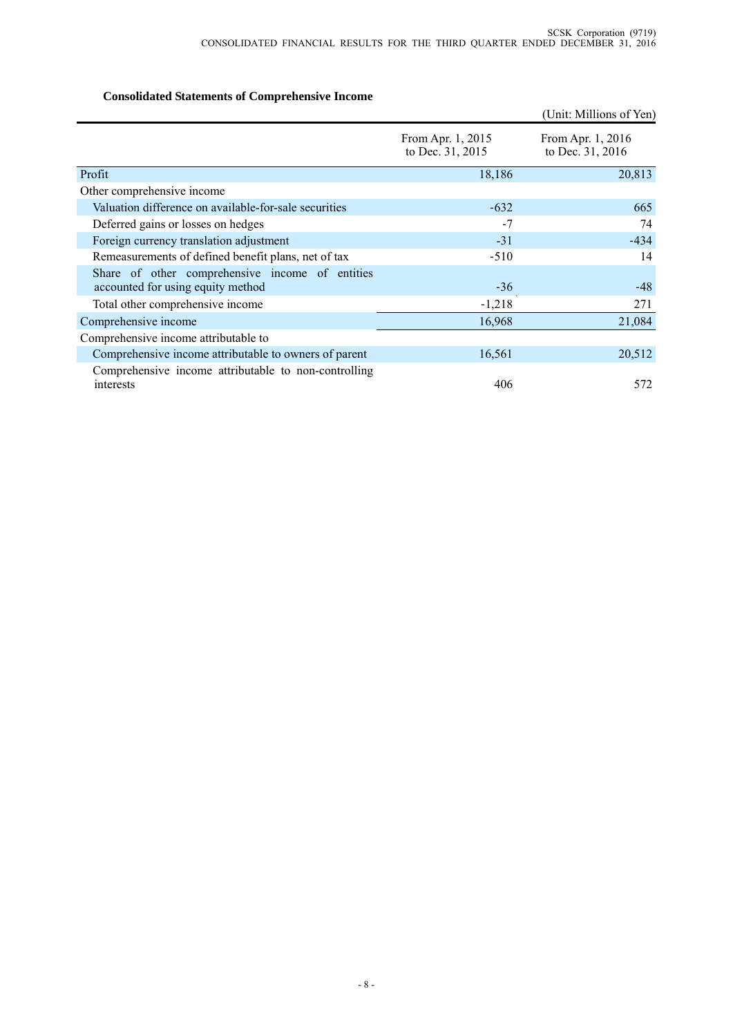### Consolidated Statements of Comprehensive Income

(Unit: Millions of Yen)

| | From Apr. 1, 2015 to Dec. 31, 2015 | From Apr. 1, 2016 to Dec. 31, 2016 |
|---|---|---|
| Profit | 18,186 | 20,813 |
| Other comprehensive income | | |
| Valuation difference on available-for-sale securities | -632 | 665 |
| Deferred gains or losses on hedges | -7 | 74 |
| Foreign currency translation adjustment | -31 | -434 |
| Remeasurements of defined benefit plans, net of tax | -510 | 14 |
| Share of other comprehensive income of entities accounted for using equity method | -36 | -48 |
| Total other comprehensive income | -1,218 | 271 |
| Comprehensive income | 16,968 | 21,084 |
| Comprehensive income attributable to | | |
| Comprehensive income attributable to owners of parent | 16,561 | 20,512 |
| Comprehensive income attributable to non-controlling interests | 406 | 572 |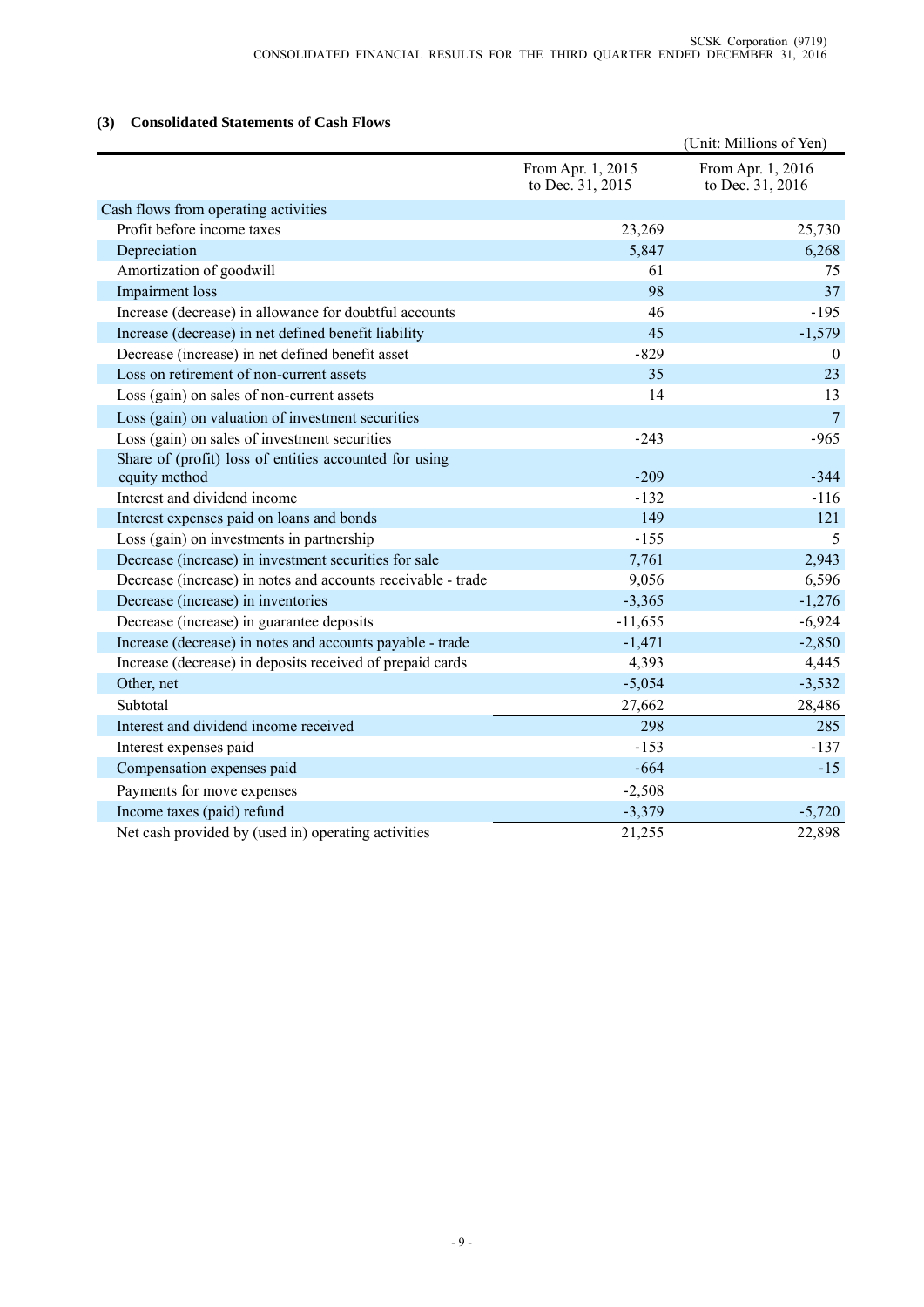### (3) Consolidated Statements of Cash Flows

(Unit: Millions of Yen)

| | From Apr. 1, 2015 to Dec. 31, 2015 | From Apr. 1, 2016 to Dec. 31, 2016 |
|---|---|---|
| Cash flows from operating activities | | |
| Profit before income taxes | 23,269 | 25,730 |
| Depreciation | 5,847 | 6,268 |
| Amortization of goodwill | 61 | 75 |
| Impairment loss | 98 | 37 |
| Increase (decrease) in allowance for doubtful accounts | 46 | -195 |
| Increase (decrease) in net defined benefit liability | 45 | -1,579 |
| Decrease (increase) in net defined benefit asset | -829 | 0 |
| Loss on retirement of non-current assets | 35 | 23 |
| Loss (gain) on sales of non-current assets | 14 | 13 |
| Loss (gain) on valuation of investment securities | — | 7 |
| Loss (gain) on sales of investment securities | -243 | -965 |
| Share of (profit) loss of entities accounted for using equity method | -209 | -344 |
| Interest and dividend income | -132 | -116 |
| Interest expenses paid on loans and bonds | 149 | 121 |
| Loss (gain) on investments in partnership | -155 | 5 |
| Decrease (increase) in investment securities for sale | 7,761 | 2,943 |
| Decrease (increase) in notes and accounts receivable - trade | 9,056 | 6,596 |
| Decrease (increase) in inventories | -3,365 | -1,276 |
| Decrease (increase) in guarantee deposits | -11,655 | -6,924 |
| Increase (decrease) in notes and accounts payable - trade | -1,471 | -2,850 |
| Increase (decrease) in deposits received of prepaid cards | 4,393 | 4,445 |
| Other, net | -5,054 | -3,532 |
| Subtotal | 27,662 | 28,486 |
| Interest and dividend income received | 298 | 285 |
| Interest expenses paid | -153 | -137 |
| Compensation expenses paid | -664 | -15 |
| Payments for move expenses | -2,508 | — |
| Income taxes (paid) refund | -3,379 | -5,720 |
| Net cash provided by (used in) operating activities | 21,255 | 22,898 |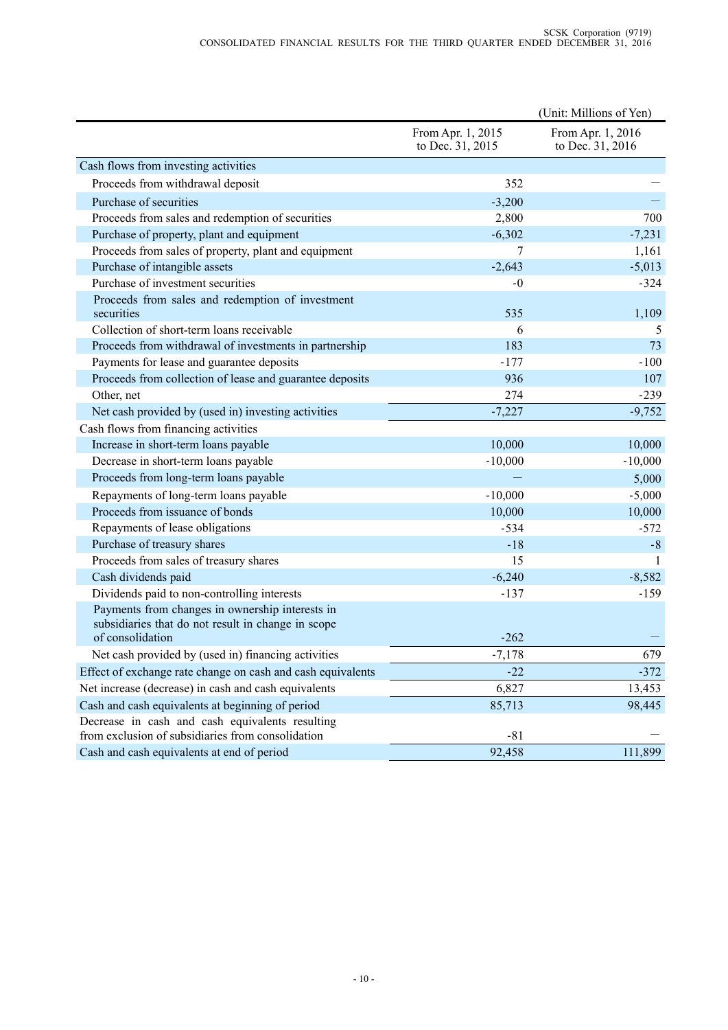(Unit: Millions of Yen)

| | From Apr. 1, 2015 to Dec. 31, 2015 | From Apr. 1, 2016 to Dec. 31, 2016 |
|---|---|---|
| Cash flows from investing activities | | |
| Proceeds from withdrawal deposit | 352 | ― |
| Purchase of securities | -3,200 | ― |
| Proceeds from sales and redemption of securities | 2,800 | 700 |
| Purchase of property, plant and equipment | -6,302 | -7,231 |
| Proceeds from sales of property, plant and equipment | 7 | 1,161 |
| Purchase of intangible assets | -2,643 | -5,013 |
| Purchase of investment securities | -0 | -324 |
| Proceeds from sales and redemption of investment securities | 535 | 1,109 |
| Collection of short-term loans receivable | 6 | 5 |
| Proceeds from withdrawal of investments in partnership | 183 | 73 |
| Payments for lease and guarantee deposits | -177 | -100 |
| Proceeds from collection of lease and guarantee deposits | 936 | 107 |
| Other, net | 274 | -239 |
| Net cash provided by (used in) investing activities | -7,227 | -9,752 |
| Cash flows from financing activities | | |
| Increase in short-term loans payable | 10,000 | 10,000 |
| Decrease in short-term loans payable | -10,000 | -10,000 |
| Proceeds from long-term loans payable | ― | 5,000 |
| Repayments of long-term loans payable | -10,000 | -5,000 |
| Proceeds from issuance of bonds | 10,000 | 10,000 |
| Repayments of lease obligations | -534 | -572 |
| Purchase of treasury shares | -18 | -8 |
| Proceeds from sales of treasury shares | 15 | 1 |
| Cash dividends paid | -6,240 | -8,582 |
| Dividends paid to non-controlling interests | -137 | -159 |
| Payments from changes in ownership interests in subsidiaries that do not result in change in scope of consolidation | -262 | ― |
| Net cash provided by (used in) financing activities | -7,178 | 679 |
| Effect of exchange rate change on cash and cash equivalents | -22 | -372 |
| Net increase (decrease) in cash and cash equivalents | 6,827 | 13,453 |
| Cash and cash equivalents at beginning of period | 85,713 | 98,445 |
| Decrease in cash and cash equivalents resulting from exclusion of subsidiaries from consolidation | -81 | ― |
| Cash and cash equivalents at end of period | 92,458 | 111,899 |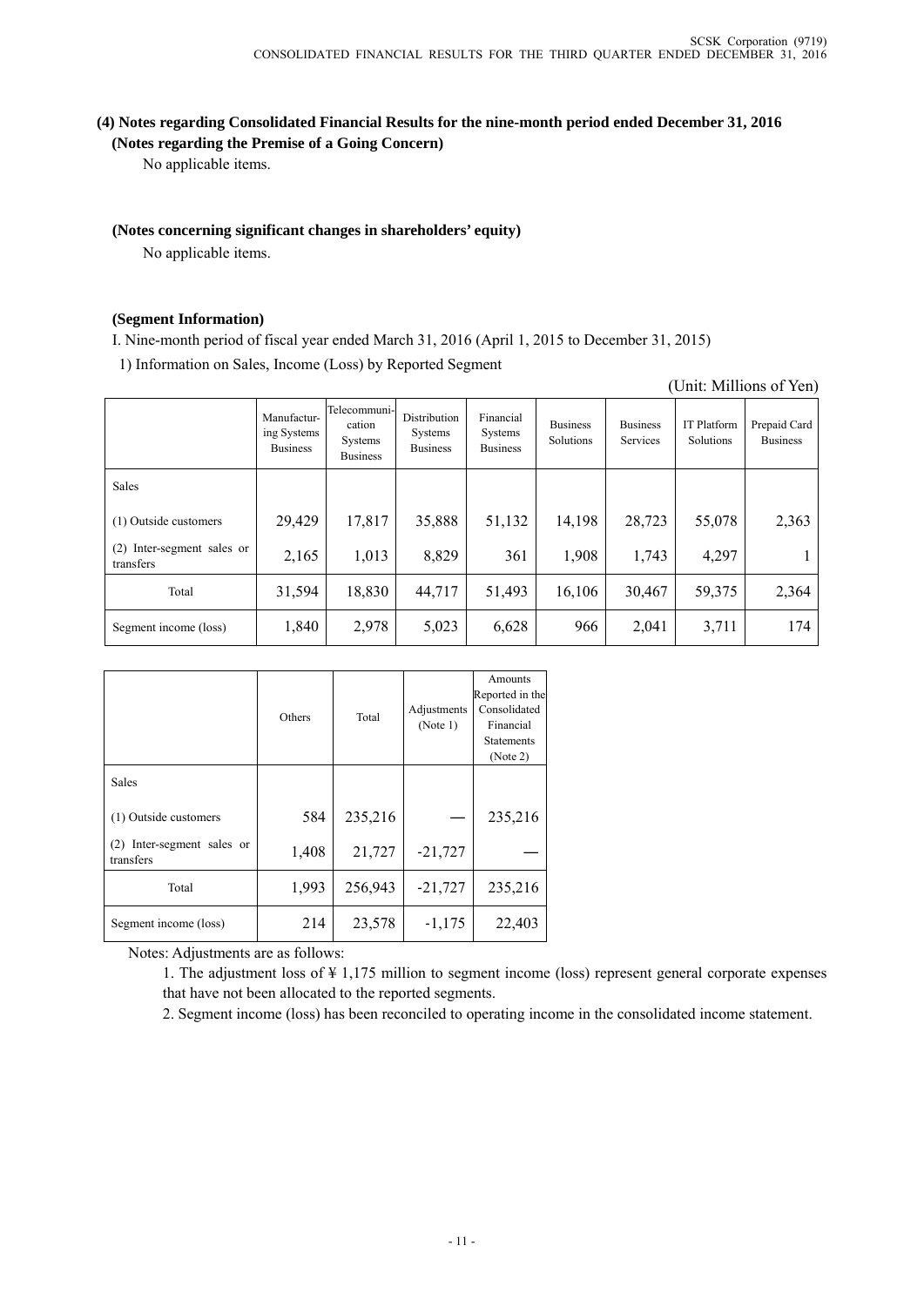### (4) Notes regarding Consolidated Financial Results for the nine-month period ended December 31, 2016

**(Notes regarding the Premise of a Going Concern)**

No applicable items.

**(Notes concerning significant changes in shareholders' equity)**

No applicable items.

**(Segment Information)**

I. Nine-month period of fiscal year ended March 31, 2016 (April 1, 2015 to December 31, 2015)

1) Information on Sales, Income (Loss) by Reported Segment

(Unit: Millions of Yen)

| | Manufacturing Systems Business | Telecommunication Systems Business | Distribution Systems Business | Financial Systems Business | Business Solutions | Business Services | IT Platform Solutions | Prepaid Card Business |
|---|---|---|---|---|---|---|---|---|
| Sales | | | | | | | | |
| (1) Outside customers | 29,429 | 17,817 | 35,888 | 51,132 | 14,198 | 28,723 | 55,078 | 2,363 |
| (2) Inter-segment sales or transfers | 2,165 | 1,013 | 8,829 | 361 | 1,908 | 1,743 | 4,297 | 1 |
| Total | 31,594 | 18,830 | 44,717 | 51,493 | 16,106 | 30,467 | 59,375 | 2,364 |
| Segment income (loss) | 1,840 | 2,978 | 5,023 | 6,628 | 966 | 2,041 | 3,711 | 174 |

| | Others | Total | Adjustments (Note 1) | Amounts Reported in the Consolidated Financial Statements (Note 2) |
|---|---|---|---|---|
| Sales | | | | |
| (1) Outside customers | 584 | 235,216 | — | 235,216 |
| (2) Inter-segment sales or transfers | 1,408 | 21,727 | -21,727 | — |
| Total | 1,993 | 256,943 | -21,727 | 235,216 |
| Segment income (loss) | 214 | 23,578 | -1,175 | 22,403 |

Notes: Adjustments are as follows:

1. The adjustment loss of ¥ 1,175 million to segment income (loss) represent general corporate expenses that have not been allocated to the reported segments.
2. Segment income (loss) has been reconciled to operating income in the consolidated income statement.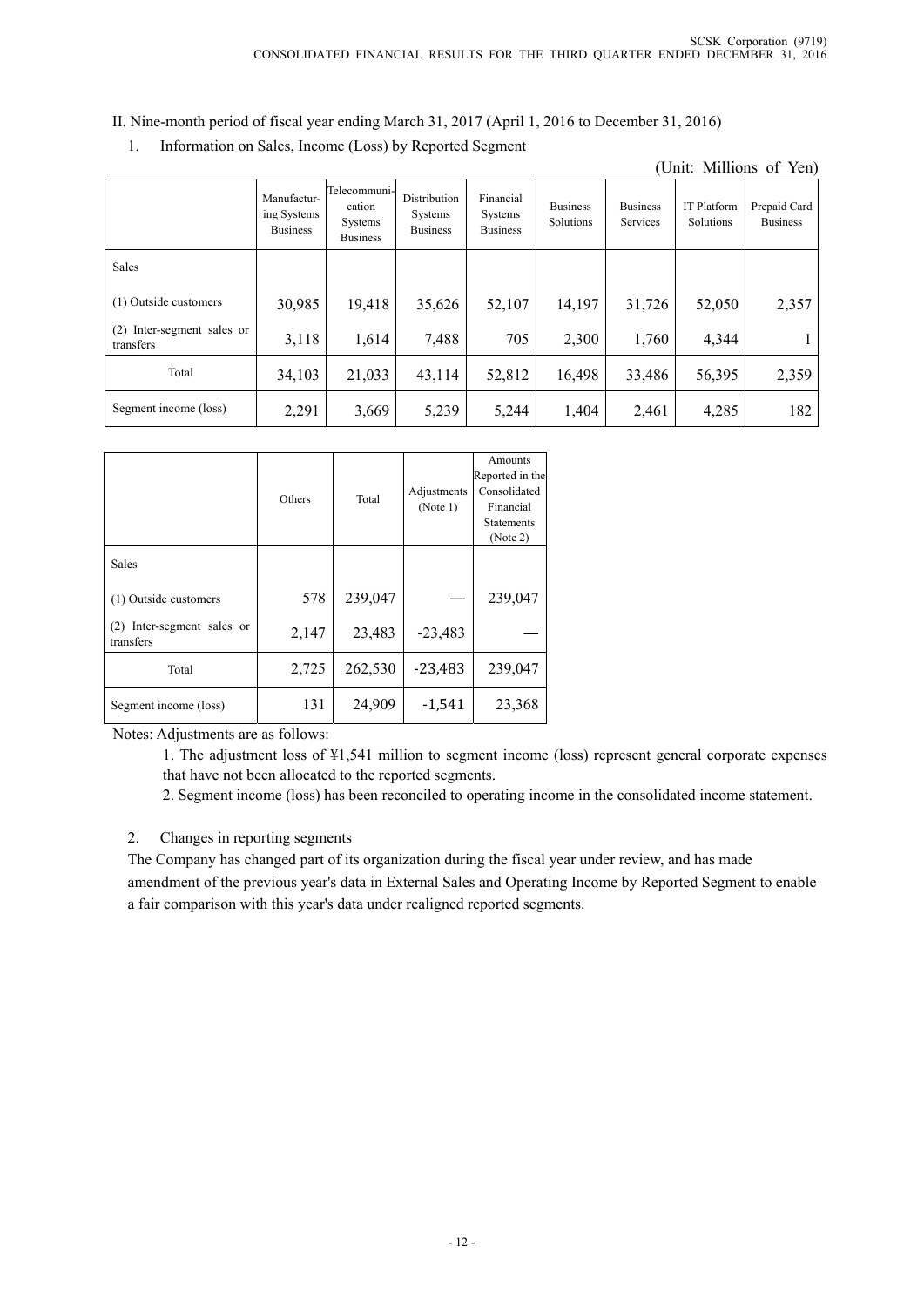II. Nine-month period of fiscal year ending March 31, 2017 (April 1, 2016 to December 31, 2016)

1. Information on Sales, Income (Loss) by Reported Segment

(Unit: Millions of Yen)

| | Manufacturing Systems Business | Telecommunication Systems Business | Distribution Systems Business | Financial Systems Business | Business Solutions | Business Services | IT Platform Solutions | Prepaid Card Business |
|---|---|---|---|---|---|---|---|---|
| Sales | | | | | | | | |
| (1) Outside customers | 30,985 | 19,418 | 35,626 | 52,107 | 14,197 | 31,726 | 52,050 | 2,357 |
| (2) Inter-segment sales or transfers | 3,118 | 1,614 | 7,488 | 705 | 2,300 | 1,760 | 4,344 | 1 |
| Total | 34,103 | 21,033 | 43,114 | 52,812 | 16,498 | 33,486 | 56,395 | 2,359 |
| Segment income (loss) | 2,291 | 3,669 | 5,239 | 5,244 | 1,404 | 2,461 | 4,285 | 182 |

| | Others | Total | Adjustments (Note 1) | Amounts Reported in the Consolidated Financial Statements (Note 2) |
|---|---|---|---|---|
| Sales | | | | |
| (1) Outside customers | 578 | 239,047 | — | 239,047 |
| (2) Inter-segment sales or transfers | 2,147 | 23,483 | -23,483 | — |
| Total | 2,725 | 262,530 | -23,483 | 239,047 |
| Segment income (loss) | 131 | 24,909 | -1,541 | 23,368 |

Notes: Adjustments are as follows:

1. The adjustment loss of ¥1,541 million to segment income (loss) represent general corporate expenses that have not been allocated to the reported segments.
2. Segment income (loss) has been reconciled to operating income in the consolidated income statement.

2. Changes in reporting segments

The Company has changed part of its organization during the fiscal year under review, and has made amendment of the previous year's data in External Sales and Operating Income by Reported Segment to enable a fair comparison with this year's data under realigned reported segments.